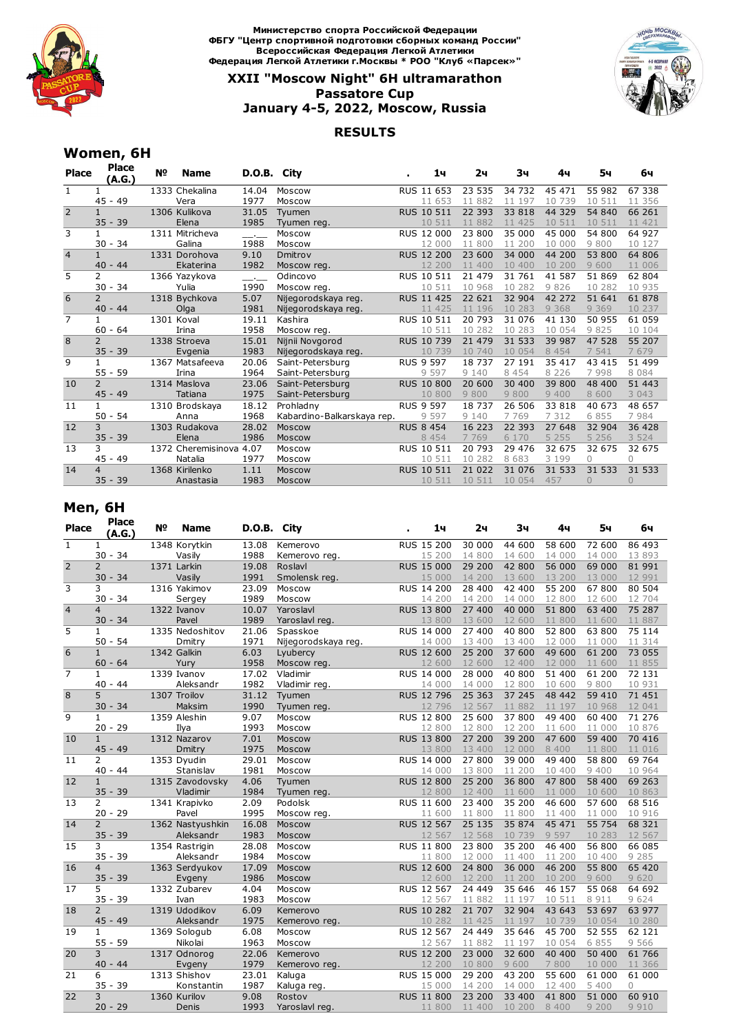**Министерство спорта Российской Федерации**
**ФБГУ "Центр спортивной подготовки сборных команд России"**
**Всероссийская Федерация Легкой Атлетики**
**Федерация Легкой Атлетики г.Москвы * РОО "Клуб «Парсек»"**

## XXII "Moscow Night" 6H ultramarathon
## Passatore Cup
## January 4-5, 2022, Moscow, Russia

### RESULTS

## Women, 6H

| Place | Place (A.G.) | № | Name | D.O.B. | City | . | 1ч | 2ч | 3ч | 4ч | 5ч | 6ч |
|---|---|---|---|---|---|---|---|---|---|---|---|---|
| 1 | 1 | 1333 | Chekalina | 14.04 | Moscow | RUS | 11 653 | 23 535 | 34 732 | 45 471 | 55 982 | 67 338 |
| | 45 - 49 | | Vera | 1977 | Moscow | | 11 653 | 11 882 | 11 197 | 10 739 | 10 511 | 11 356 |
| 2 | 1 | 1306 | Kulikova | 31.05 | Tyumen | RUS | 10 511 | 22 393 | 33 818 | 44 329 | 54 840 | 66 261 |
| | 35 - 39 | | Elena | 1985 | Tyumen reg. | | 10 511 | 11 882 | 11 425 | 10 511 | 10 511 | 11 421 |
| 3 | 1 | 1311 | Mitricheva | __.__ | Moscow | RUS | 12 000 | 23 800 | 35 000 | 45 000 | 54 800 | 64 927 |
| | 30 - 34 | | Galina | 1988 | Moscow | | 12 000 | 11 800 | 11 200 | 10 000 | 9 800 | 10 127 |
| 4 | 1 | 1331 | Dorohova | 9.10 | Dmitrov | RUS | 12 200 | 23 600 | 34 000 | 44 200 | 53 800 | 64 806 |
| | 40 - 44 | | Ekaterina | 1982 | Moscow reg. | | 12 200 | 11 400 | 10 400 | 10 200 | 9 600 | 11 006 |
| 5 | 2 | 1366 | Yazykova | __.__ | Odincovo | RUS | 10 511 | 21 479 | 31 761 | 41 587 | 51 869 | 62 804 |
| | 30 - 34 | | Yulia | 1990 | Moscow reg. | | 10 511 | 10 968 | 10 282 | 9 826 | 10 282 | 10 935 |
| 6 | 2 | 1318 | Bychkova | 5.07 | Nijegorodskaya reg. | RUS | 11 425 | 22 621 | 32 904 | 42 272 | 51 641 | 61 878 |
| | 40 - 44 | | Olga | 1981 | Nijegorodskaya reg. | | 11 425 | 11 196 | 10 283 | 9 368 | 9 369 | 10 237 |
| 7 | 1 | 1301 | Koval | 19.11 | Kashira | RUS | 10 511 | 20 793 | 31 076 | 41 130 | 50 955 | 61 059 |
| | 60 - 64 | | Irina | 1958 | Moscow reg. | | 10 511 | 10 282 | 10 283 | 10 054 | 9 825 | 10 104 |
| 8 | 2 | 1338 | Stroeva | 15.01 | Nijnii Novgorod | RUS | 10 739 | 21 479 | 31 533 | 39 987 | 47 528 | 55 207 |
| | 35 - 39 | | Evgenia | 1983 | Nijegorodskaya reg. | | 10 739 | 10 740 | 10 054 | 8 454 | 7 541 | 7 679 |
| 9 | 1 | 1367 | Matsafeeva | 20.06 | Saint-Petersburg | RUS | 9 597 | 18 737 | 27 191 | 35 417 | 43 415 | 51 499 |
| | 55 - 59 | | Irina | 1964 | Saint-Petersburg | | 9 597 | 9 140 | 8 454 | 8 226 | 7 998 | 8 084 |
| 10 | 2 | 1314 | Maslova | 23.06 | Saint-Petersburg | RUS | 10 800 | 20 600 | 30 400 | 39 800 | 48 400 | 51 443 |
| | 45 - 49 | | Tatiana | 1975 | Saint-Petersburg | | 10 800 | 9 800 | 9 800 | 9 400 | 8 600 | 3 043 |
| 11 | 1 | 1310 | Brodskaya | 18.12 | Prohladny | RUS | 9 597 | 18 737 | 26 506 | 33 818 | 40 673 | 48 657 |
| | 50 - 54 | | Anna | 1968 | Kabardino-Balkarskaya rep. | | 9 597 | 9 140 | 7 769 | 7 312 | 6 855 | 7 984 |
| 12 | 3 | 1303 | Rudakova | 28.02 | Moscow | RUS | 8 454 | 16 223 | 22 393 | 27 648 | 32 904 | 36 428 |
| | 35 - 39 | | Elena | 1986 | Moscow | | 8 454 | 7 769 | 6 170 | 5 255 | 5 256 | 3 524 |
| 13 | 3 | 1372 | Cheremisinova | 4.07 | Moscow | RUS | 10 511 | 20 793 | 29 476 | 32 675 | 32 675 | 32 675 |
| | 45 - 49 | | Natalia | 1977 | Moscow | | 10 511 | 10 282 | 8 683 | 3 199 | 0 | 0 |
| 14 | 4 | 1368 | Kirilenko | 1.11 | Moscow | RUS | 10 511 | 21 022 | 31 076 | 31 533 | 31 533 | 31 533 |
| | 35 - 39 | | Anastasia | 1983 | Moscow | | 10 511 | 10 511 | 10 054 | 457 | 0 | 0 |

## Men, 6H

| Place | Place (A.G.) | № | Name | D.O.B. | City | . | 1ч | 2ч | 3ч | 4ч | 5ч | 6ч |
|---|---|---|---|---|---|---|---|---|---|---|---|---|
| 1 | 1 | 1348 | Korytkin | 13.08 | Kemerovo | RUS | 15 200 | 30 000 | 44 600 | 58 600 | 72 600 | 86 493 |
| | 30 - 34 | | Vasily | 1988 | Kemerovo reg. | | 15 200 | 14 800 | 14 600 | 14 000 | 14 000 | 13 893 |
| 2 | 2 | 1371 | Larkin | 19.08 | Roslavl | RUS | 15 000 | 29 200 | 42 800 | 56 000 | 69 000 | 81 991 |
| | 30 - 34 | | Vasily | 1991 | Smolensk reg. | | 15 000 | 14 200 | 13 600 | 13 200 | 13 000 | 12 991 |
| 3 | 3 | 1316 | Yakimov | 23.09 | Moscow | RUS | 14 200 | 28 400 | 42 400 | 55 200 | 67 800 | 80 504 |
| | 30 - 34 | | Sergey | 1989 | Moscow | | 14 200 | 14 200 | 14 000 | 12 800 | 12 600 | 12 704 |
| 4 | 4 | 1322 | Ivanov | 10.07 | Yaroslavl | RUS | 13 800 | 27 400 | 40 000 | 51 800 | 63 400 | 75 287 |
| | 30 - 34 | | Pavel | 1989 | Yaroslavl reg. | | 13 800 | 13 600 | 12 600 | 11 800 | 11 600 | 11 887 |
| 5 | 1 | 1335 | Nedoshitov | 21.06 | Spasskoe | RUS | 14 000 | 27 400 | 40 800 | 52 800 | 63 800 | 75 114 |
| | 50 - 54 | | Dmitry | 1971 | Nijegorodskaya reg. | | 14 000 | 13 400 | 13 400 | 12 000 | 11 000 | 11 314 |
| 6 | 1 | 1342 | Galkin | 6.03 | Lyubercy | RUS | 12 600 | 25 200 | 37 600 | 49 600 | 61 200 | 73 055 |
| | 60 - 64 | | Yury | 1958 | Moscow reg. | | 12 600 | 12 600 | 12 400 | 12 000 | 11 600 | 11 855 |
| 7 | 1 | 1339 | Ivanov | 17.02 | Vladimir | RUS | 14 000 | 28 000 | 40 800 | 51 400 | 61 200 | 72 131 |
| | 40 - 44 | | Aleksandr | 1982 | Vladimir reg. | | 14 000 | 14 000 | 12 800 | 10 600 | 9 800 | 10 931 |
| 8 | 5 | 1307 | Troilov | 31.12 | Tyumen | RUS | 12 796 | 25 363 | 37 245 | 48 442 | 59 410 | 71 451 |
| | 30 - 34 | | Maksim | 1990 | Tyumen reg. | | 12 796 | 12 567 | 11 882 | 11 197 | 10 968 | 12 041 |
| 9 | 1 | 1359 | Aleshin | 9.07 | Moscow | RUS | 12 800 | 25 600 | 37 800 | 49 400 | 60 400 | 71 276 |
| | 20 - 29 | | Ilya | 1993 | Moscow | | 12 800 | 12 800 | 12 200 | 11 600 | 11 000 | 10 876 |
| 10 | 1 | 1312 | Nazarov | 7.01 | Moscow | RUS | 13 800 | 27 200 | 39 200 | 47 600 | 59 400 | 70 416 |
| | 45 - 49 | | Dmitry | 1975 | Moscow | | 13 800 | 13 400 | 12 000 | 8 400 | 11 800 | 11 016 |
| 11 | 2 | 1353 | Dyudin | 29.01 | Moscow | RUS | 14 000 | 27 800 | 39 000 | 49 400 | 58 800 | 69 764 |
| | 40 - 44 | | Stanislav | 1981 | Moscow | | 14 000 | 13 800 | 11 200 | 10 400 | 9 400 | 10 964 |
| 12 | 1 | 1315 | Zavodovsky | 4.06 | Tyumen | RUS | 12 800 | 25 200 | 36 800 | 47 800 | 58 400 | 69 263 |
| | 35 - 39 | | Vladimir | 1984 | Tyumen reg. | | 12 800 | 12 400 | 11 600 | 11 000 | 10 600 | 10 863 |
| 13 | 2 | 1341 | Krapivko | 2.09 | Podolsk | RUS | 11 600 | 23 400 | 35 200 | 46 600 | 57 600 | 68 516 |
| | 20 - 29 | | Pavel | 1995 | Moscow reg. | | 11 600 | 11 800 | 11 800 | 11 400 | 11 000 | 10 916 |
| 14 | 2 | 1362 | Nastyushkin | 16.08 | Moscow | RUS | 12 567 | 25 135 | 35 874 | 45 471 | 55 754 | 68 321 |
| | 35 - 39 | | Aleksandr | 1983 | Moscow | | 12 567 | 12 568 | 10 739 | 9 597 | 10 283 | 12 567 |
| 15 | 3 | 1354 | Rastrigin | 28.08 | Moscow | RUS | 11 800 | 23 800 | 35 200 | 46 400 | 56 800 | 66 085 |
| | 35 - 39 | | Aleksandr | 1984 | Moscow | | 11 800 | 12 000 | 11 400 | 11 200 | 10 400 | 9 285 |
| 16 | 4 | 1363 | Serdyukov | 17.09 | Moscow | RUS | 12 600 | 24 800 | 36 000 | 46 200 | 55 800 | 65 420 |
| | 35 - 39 | | Evgeny | 1986 | Moscow | | 12 600 | 12 200 | 11 200 | 10 200 | 9 600 | 9 620 |
| 17 | 5 | 1332 | Zubarev | 4.04 | Moscow | RUS | 12 567 | 24 449 | 35 646 | 46 157 | 55 068 | 64 692 |
| | 35 - 39 | | Ivan | 1983 | Moscow | | 12 567 | 11 882 | 11 197 | 10 511 | 8 911 | 9 624 |
| 18 | 2 | 1319 | Udodikov | 6.09 | Kemerovo | RUS | 10 282 | 21 707 | 32 904 | 43 643 | 53 697 | 63 977 |
| | 45 - 49 | | Aleksandr | 1975 | Kemerovo reg. | | 10 282 | 11 425 | 11 197 | 10 739 | 10 054 | 10 280 |
| 19 | 1 | 1369 | Sologub | 6.08 | Moscow | RUS | 12 567 | 24 449 | 35 646 | 45 700 | 52 555 | 62 121 |
| | 55 - 59 | | Nikolai | 1963 | Moscow | | 12 567 | 11 882 | 11 197 | 10 054 | 6 855 | 9 566 |
| 20 | 3 | 1317 | Odnorog | 22.06 | Kemerovo | RUS | 12 200 | 23 000 | 32 600 | 40 400 | 50 400 | 61 766 |
| | 40 - 44 | | Evgeny | 1979 | Kemerovo reg. | | 12 200 | 10 800 | 9 600 | 7 800 | 10 000 | 11 366 |
| 21 | 6 | 1313 | Shishov | 23.01 | Kaluga | RUS | 15 000 | 29 200 | 43 200 | 55 600 | 61 000 | 61 000 |
| | 35 - 39 | | Konstantin | 1987 | Kaluga reg. | | 15 000 | 14 200 | 14 000 | 12 400 | 5 400 | 0 |
| 22 | 3 | 1360 | Kurilov | 9.08 | Rostov | RUS | 11 800 | 23 200 | 33 400 | 41 800 | 51 000 | 60 910 |
| | 20 - 29 | | Denis | 1993 | Yaroslavl reg. | | 11 800 | 11 400 | 10 200 | 8 400 | 9 200 | 9 910 |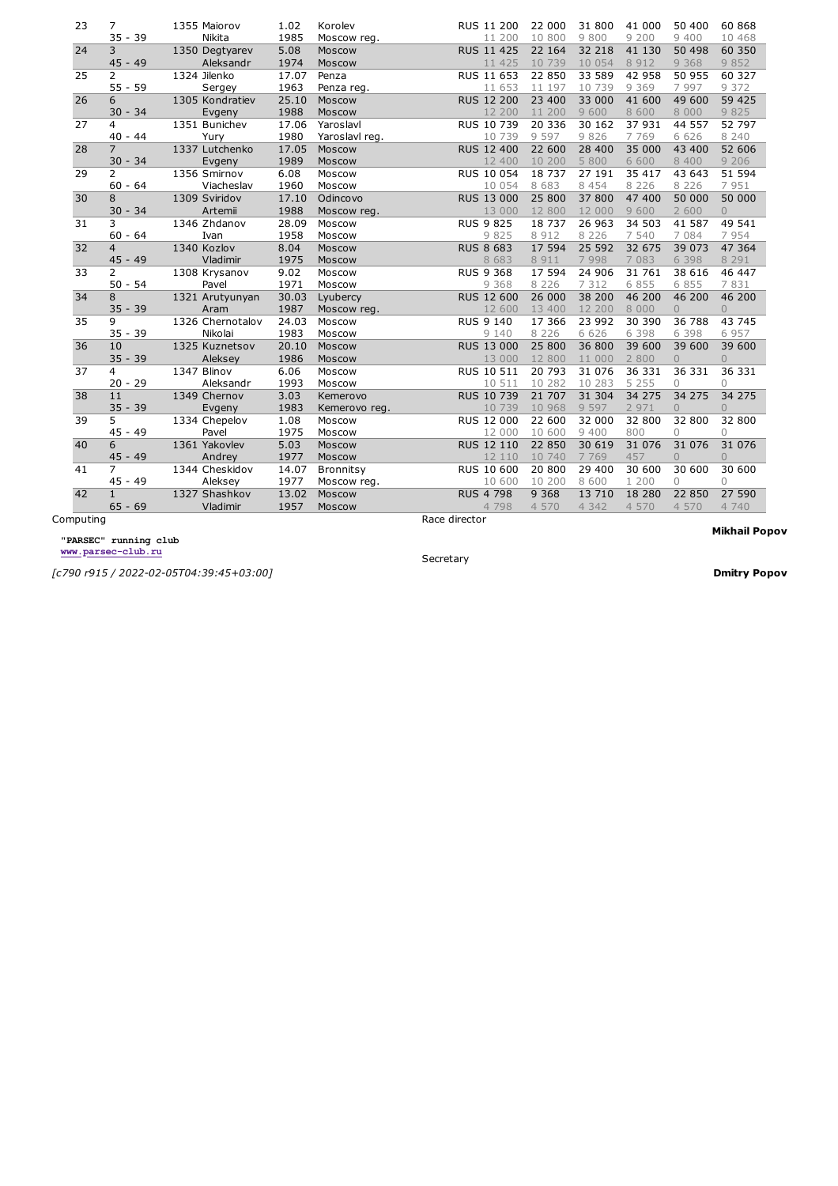| | | | | | | | | | | | |
|---|---|---|---|---|---|---|---|---|---|---|---|
| 23 | 7<br>35 - 39 | 1355 Maiorov<br>Nikita | 1.02<br>1985 | Korolev<br>Moscow reg. | RUS 11 200<br>11 200 | 22 000<br>10 800 | 31 800<br>9 800 | 41 000<br>9 200 | 50 400<br>9 400 | 60 868<br>10 468 |
| 24 | 3<br>45 - 49 | 1350 Degtyarev<br>Aleksandr | 5.08<br>1974 | Moscow<br>Moscow | RUS 11 425<br>11 425 | 22 164<br>10 739 | 32 218<br>10 054 | 41 130<br>8 912 | 50 498<br>9 368 | 60 350<br>9 852 |
| 25 | 2<br>55 - 59 | 1324 Jilenko<br>Sergey | 17.07<br>1963 | Penza<br>Penza reg. | RUS 11 653<br>11 653 | 22 850<br>11 197 | 33 589<br>10 739 | 42 958<br>9 369 | 50 955<br>7 997 | 60 327<br>9 372 |
| 26 | 6<br>30 - 34 | 1305 Kondratiev<br>Evgeny | 25.10<br>1988 | Moscow<br>Moscow | RUS 12 200<br>12 200 | 23 400<br>11 200 | 33 000<br>9 600 | 41 600<br>8 600 | 49 600<br>8 000 | 59 425<br>9 825 |
| 27 | 4<br>40 - 44 | 1351 Bunichev<br>Yury | 17.06<br>1980 | Yaroslavl<br>Yaroslavl reg. | RUS 10 739<br>10 739 | 20 336<br>9 597 | 30 162<br>9 826 | 37 931<br>7 769 | 44 557<br>6 626 | 52 797<br>8 240 |
| 28 | 7<br>30 - 34 | 1337 Lutchenko<br>Evgeny | 17.05<br>1989 | Moscow<br>Moscow | RUS 12 400<br>12 400 | 22 600<br>10 200 | 28 400<br>5 800 | 35 000<br>6 600 | 43 400<br>8 400 | 52 606<br>9 206 |
| 29 | 2<br>60 - 64 | 1356 Smirnov<br>Viacheslav | 6.08<br>1960 | Moscow<br>Moscow | RUS 10 054<br>10 054 | 18 737<br>8 683 | 27 191<br>8 454 | 35 417<br>8 226 | 43 643<br>8 226 | 51 594<br>7 951 |
| 30 | 8<br>30 - 34 | 1309 Sviridov<br>Artemii | 17.10<br>1988 | Odincovo<br>Moscow reg. | RUS 13 000<br>13 000 | 25 800<br>12 800 | 37 800<br>12 000 | 47 400<br>9 600 | 50 000<br>2 600 | 50 000<br>0 |
| 31 | 3<br>60 - 64 | 1346 Zhdanov<br>Ivan | 28.09<br>1958 | Moscow<br>Moscow | RUS 9 825<br>9 825 | 18 737<br>8 912 | 26 963<br>8 226 | 34 503<br>7 540 | 41 587<br>7 084 | 49 541<br>7 954 |
| 32 | 4<br>45 - 49 | 1340 Kozlov<br>Vladimir | 8.04<br>1975 | Moscow<br>Moscow | RUS 8 683<br>8 683 | 17 594<br>8 911 | 25 592<br>7 998 | 32 675<br>7 083 | 39 073<br>6 398 | 47 364<br>8 291 |
| 33 | 2<br>50 - 54 | 1308 Krysanov<br>Pavel | 9.02<br>1971 | Moscow<br>Moscow | RUS 9 368<br>9 368 | 17 594<br>8 226 | 24 906<br>7 312 | 31 761<br>6 855 | 38 616<br>6 855 | 46 447<br>7 831 |
| 34 | 8<br>35 - 39 | 1321 Arutyunyan<br>Aram | 30.03<br>1987 | Lyubercy<br>Moscow reg. | RUS 12 600<br>12 600 | 26 000<br>13 400 | 38 200<br>12 200 | 46 200<br>8 000 | 46 200<br>0 | 46 200<br>0 |
| 35 | 9<br>35 - 39 | 1326 Chernotalov<br>Nikolai | 24.03<br>1983 | Moscow<br>Moscow | RUS 9 140<br>9 140 | 17 366<br>8 226 | 23 992<br>6 626 | 30 390<br>6 398 | 36 788<br>6 398 | 43 745<br>6 957 |
| 36 | 10<br>35 - 39 | 1325 Kuznetsov<br>Aleksey | 20.10<br>1986 | Moscow<br>Moscow | RUS 13 000<br>13 000 | 25 800<br>12 800 | 36 800<br>11 000 | 39 600<br>2 800 | 39 600<br>0 | 39 600<br>0 |
| 37 | 4<br>20 - 29 | 1347 Blinov<br>Aleksandr | 6.06<br>1993 | Moscow<br>Moscow | RUS 10 511<br>10 511 | 20 793<br>10 282 | 31 076<br>10 283 | 36 331<br>5 255 | 36 331<br>0 | 36 331<br>0 |
| 38 | 11<br>35 - 39 | 1349 Chernov<br>Evgeny | 3.03<br>1983 | Kemerovo<br>Kemerovo reg. | RUS 10 739<br>10 739 | 21 707<br>10 968 | 31 304<br>9 597 | 34 275<br>2 971 | 34 275<br>0 | 34 275<br>0 |
| 39 | 5<br>45 - 49 | 1334 Chepelev<br>Pavel | 1.08<br>1975 | Moscow<br>Moscow | RUS 12 000<br>12 000 | 22 600<br>10 600 | 32 000<br>9 400 | 32 800<br>800 | 32 800<br>0 | 32 800<br>0 |
| 40 | 6<br>45 - 49 | 1361 Yakovlev<br>Andrey | 5.03<br>1977 | Moscow<br>Moscow | RUS 12 110<br>12 110 | 22 850<br>10 740 | 30 619<br>7 769 | 31 076<br>457 | 31 076<br>0 | 31 076<br>0 |
| 41 | 7<br>45 - 49 | 1344 Cheskidov<br>Aleksey | 14.07<br>1977 | Bronnitsy<br>Moscow reg. | RUS 10 600<br>10 600 | 20 800<br>10 200 | 29 400<br>8 600 | 30 600<br>1 200 | 30 600<br>0 | 30 600<br>0 |
| 42 | 1<br>65 - 69 | 1327 Shashkov<br>Vladimir | 13.02<br>1957 | Moscow<br>Moscow | RUS 4 798<br>4 798 | 9 368<br>4 570 | 13 710<br>4 342 | 18 280<br>4 570 | 22 850<br>4 570 | 27 590<br>4 740 |

Computing

**"PARSEC" running club**
www.parsec-club.ru

*[c790 r915 / 2022-02-05T04:39:45+03:00]*

Race director **Mikhail Popov**

Secretary **Dmitry Popov**